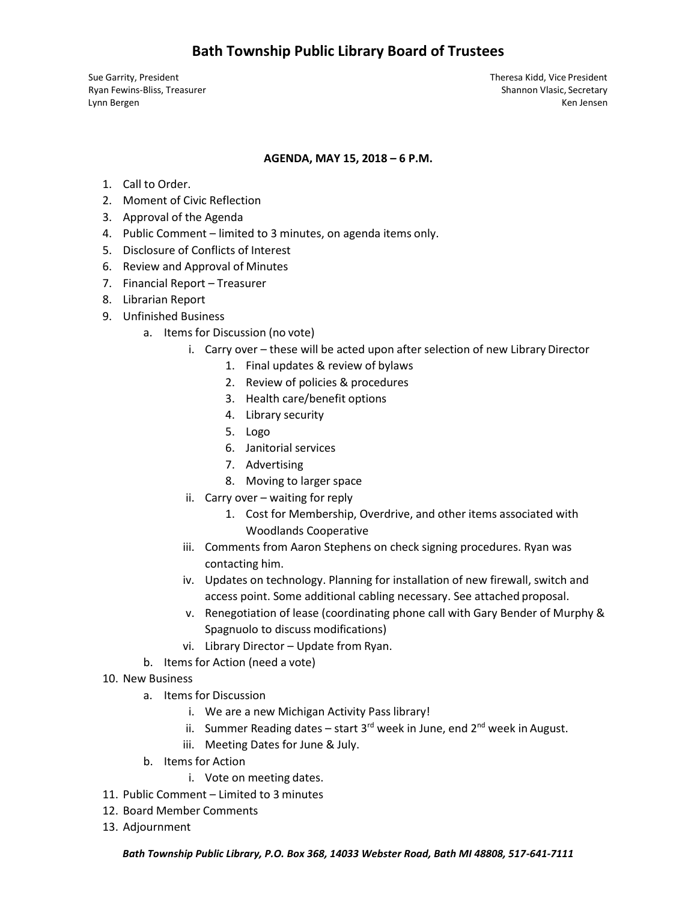# Bath Township Public Library Board of Trustees

Sue Garrity, President
Ryan Fewins-Bliss, Treasurer
Lynn Bergen

Theresa Kidd, Vice President
Shannon Vlasic, Secretary
Ken Jensen

**AGENDA, MAY 15, 2018 – 6 P.M.**

1. Call to Order.
2. Moment of Civic Reflection
3. Approval of the Agenda
4. Public Comment – limited to 3 minutes, on agenda items only.
5. Disclosure of Conflicts of Interest
6. Review and Approval of Minutes
7. Financial Report – Treasurer
8. Librarian Report
9. Unfinished Business
   a. Items for Discussion (no vote)
      i. Carry over – these will be acted upon after selection of new Library Director
         1. Final updates & review of bylaws
         2. Review of policies & procedures
         3. Health care/benefit options
         4. Library security
         5. Logo
         6. Janitorial services
         7. Advertising
         8. Moving to larger space
      ii. Carry over – waiting for reply
         1. Cost for Membership, Overdrive, and other items associated with Woodlands Cooperative
      iii. Comments from Aaron Stephens on check signing procedures. Ryan was contacting him.
      iv. Updates on technology. Planning for installation of new firewall, switch and access point. Some additional cabling necessary. See attached proposal.
      v. Renegotiation of lease (coordinating phone call with Gary Bender of Murphy & Spagnuolo to discuss modifications)
      vi. Library Director – Update from Ryan.
   b. Items for Action (need a vote)
10. New Business
    a. Items for Discussion
       i. We are a new Michigan Activity Pass library!
       ii. Summer Reading dates – start 3rd week in June, end 2nd week in August.
       iii. Meeting Dates for June & July.
    b. Items for Action
       i. Vote on meeting dates.
11. Public Comment – Limited to 3 minutes
12. Board Member Comments
13. Adjournment

*Bath Township Public Library, P.O. Box 368, 14033 Webster Road, Bath MI 48808, 517-641-7111*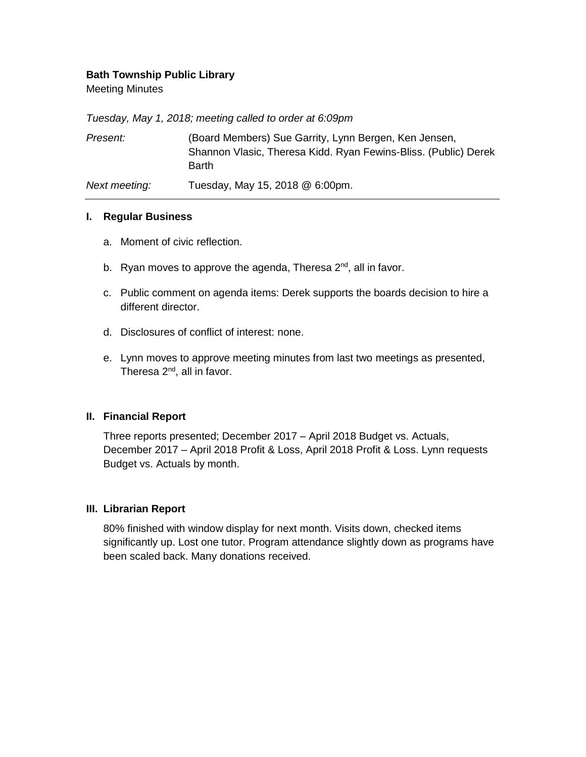**Bath Township Public Library**

Meeting Minutes

*Tuesday, May 1, 2018; meeting called to order at 6:09pm*

| | |
|---|---|
| *Present:* | (Board Members) Sue Garrity, Lynn Bergen, Ken Jensen, Shannon Vlasic, Theresa Kidd. Ryan Fewins-Bliss. (Public) Derek Barth |
| *Next meeting:* | Tuesday, May 15, 2018 @ 6:00pm. |

---

## I. Regular Business

a. Moment of civic reflection.

b. Ryan moves to approve the agenda, Theresa 2nd, all in favor.

c. Public comment on agenda items: Derek supports the boards decision to hire a different director.

d. Disclosures of conflict of interest: none.

e. Lynn moves to approve meeting minutes from last two meetings as presented, Theresa 2nd, all in favor.

## II. Financial Report

Three reports presented; December 2017 – April 2018 Budget vs. Actuals, December 2017 – April 2018 Profit & Loss, April 2018 Profit & Loss. Lynn requests Budget vs. Actuals by month.

## III. Librarian Report

80% finished with window display for next month. Visits down, checked items significantly up. Lost one tutor. Program attendance slightly down as programs have been scaled back. Many donations received.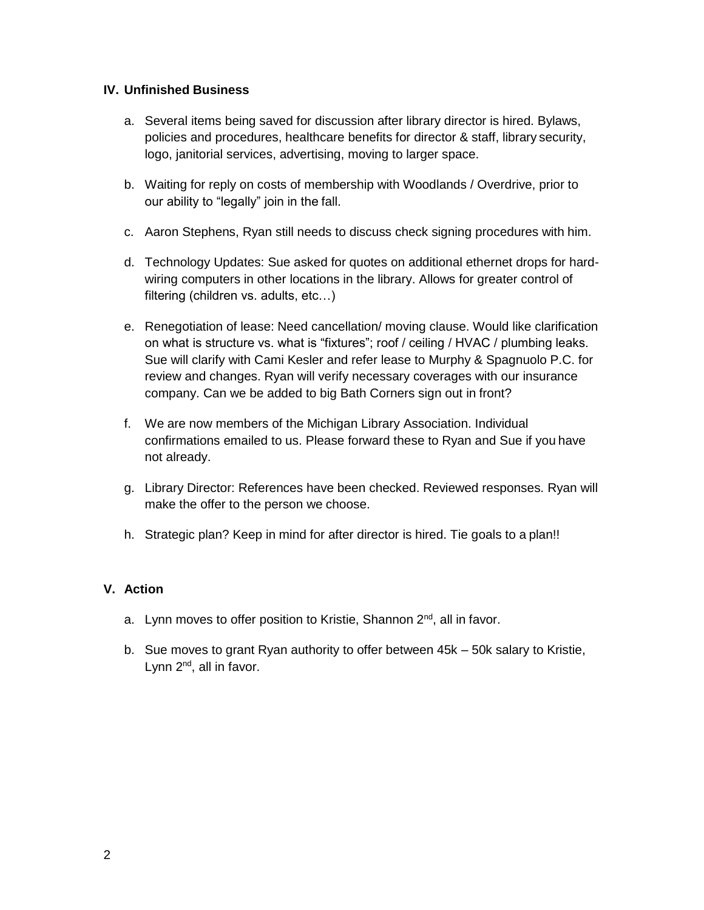## IV. Unfinished Business

a. Several items being saved for discussion after library director is hired. Bylaws, policies and procedures, healthcare benefits for director & staff, library security, logo, janitorial services, advertising, moving to larger space.

b. Waiting for reply on costs of membership with Woodlands / Overdrive, prior to our ability to "legally" join in the fall.

c. Aaron Stephens, Ryan still needs to discuss check signing procedures with him.

d. Technology Updates: Sue asked for quotes on additional ethernet drops for hard-wiring computers in other locations in the library. Allows for greater control of filtering (children vs. adults, etc…)

e. Renegotiation of lease: Need cancellation/ moving clause. Would like clarification on what is structure vs. what is "fixtures"; roof / ceiling / HVAC / plumbing leaks. Sue will clarify with Cami Kesler and refer lease to Murphy & Spagnuolo P.C. for review and changes. Ryan will verify necessary coverages with our insurance company. Can we be added to big Bath Corners sign out in front?

f. We are now members of the Michigan Library Association. Individual confirmations emailed to us. Please forward these to Ryan and Sue if you have not already.

g. Library Director: References have been checked. Reviewed responses. Ryan will make the offer to the person we choose.

h. Strategic plan? Keep in mind for after director is hired. Tie goals to a plan!!

## V. Action

a. Lynn moves to offer position to Kristie, Shannon 2nd, all in favor.

b. Sue moves to grant Ryan authority to offer between 45k – 50k salary to Kristie, Lynn 2nd, all in favor.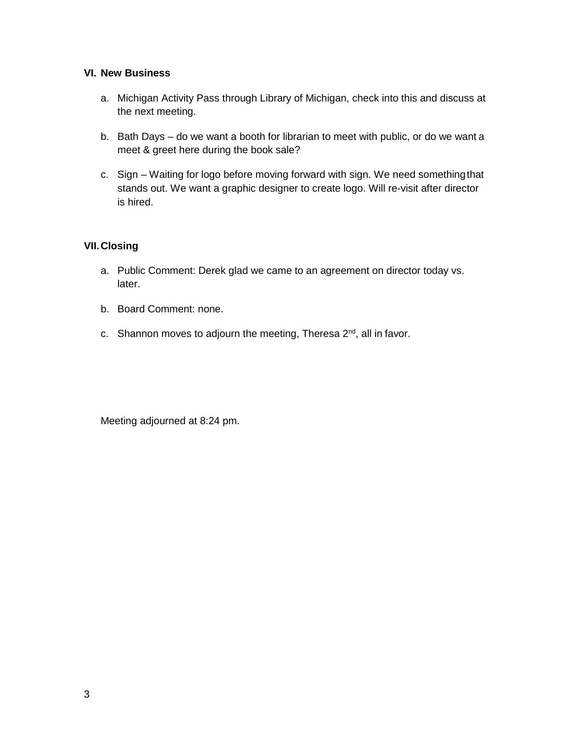## VI. New Business

a. Michigan Activity Pass through Library of Michigan, check into this and discuss at the next meeting.

b. Bath Days – do we want a booth for librarian to meet with public, or do we want a meet & greet here during the book sale?

c. Sign – Waiting for logo before moving forward with sign. We need something that stands out. We want a graphic designer to create logo. Will re-visit after director is hired.

## VII. Closing

a. Public Comment: Derek glad we came to an agreement on director today vs. later.

b. Board Comment: none.

c. Shannon moves to adjourn the meeting, Theresa 2nd, all in favor.

Meeting adjourned at 8:24 pm.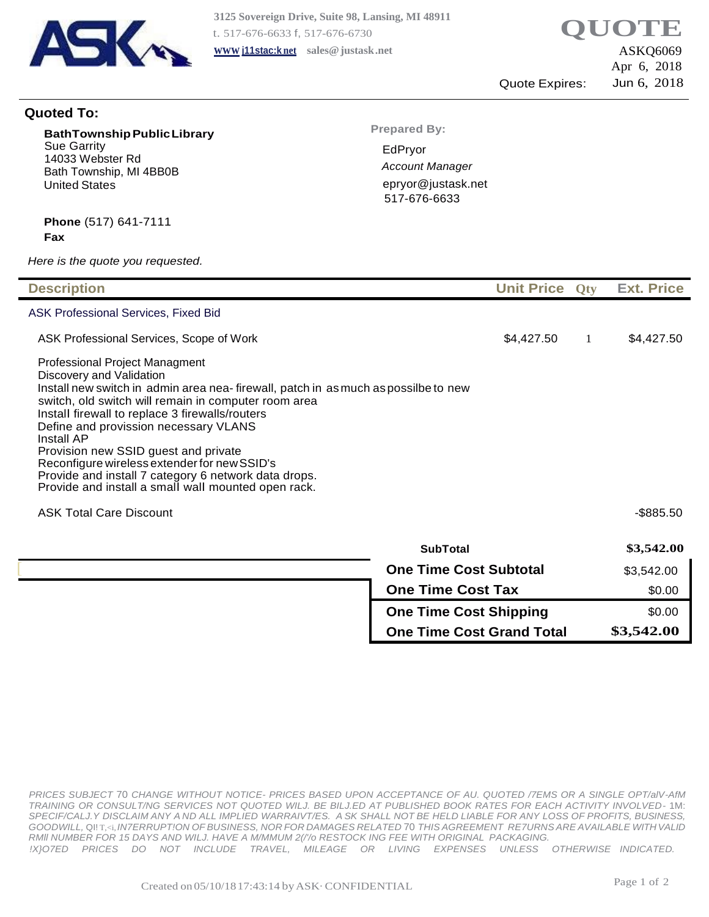3125 Sovereign Drive, Suite 98, Lansing, MI 48911
t. 517-676-6633 f, 517-676-6730
www j11stac:knet sales@ justask.net

# QUOTE

ASKQ6069
Apr 6, 2018
Quote Expires: Jun 6, 2018

**Quoted To:**

**BathTownship Public Library**
Sue Garrity
14033 Webster Rd
Bath Township, MI 4BB0B
United States

**Phone** (517) 641-7111
**Fax**

**Prepared By:**

EdPryor
*Account Manager*
epryor@justask.net
517-676-6633

*Here is the quote you requested.*

| Description | Unit Price | Qty | Ext. Price |
|---|---|---|---|
| ASK Professional Services, Fixed Bid | | | |
| ASK Professional Services, Scope of Work | $4,427.50 | 1 | $4,427.50 |
| Professional Project Managment<br>Discovery and Validation<br>Install new switch in admin area nea- firewall, patch in as much as possilbe to new switch, old switch will remain in computer room area<br>Install firewall to replace 3 firewalls/routers<br>Define and provission necessary VLANS<br>Install AP<br>Provision new SSID guest and private<br>Reconfigure wireless extender for new SSID's<br>Provide and install 7 category 6 network data drops.<br>Provide and install a small wall mounted open rack. | | | |
| ASK Total Care Discount | | | -$885.50 |

| | |
|---|---|
| **SubTotal** | **$3,542.00** |
| **One Time Cost Subtotal** | $3,542.00 |
| **One Time Cost Tax** | $0.00 |
| **One Time Cost Shipping** | $0.00 |
| **One Time Cost Grand Total** | **$3,542.00** |

*PRICES SUBJECT 70 CHANGE WITHOUT NOTICE- PRICES BASED UPON ACCEPTANCE OF AU. QUOTED /7EMS OR A SINGLE OPT/alV-AfM TRAINING OR CONSULT/NG SERVICES NOT QUOTED WILJ. BE BILJ.ED AT PUBLISHED BOOK RATES FOR EACH ACTIVITY INVOLVED- 1M: SPECIF/CALJ.Y DISCLAIM ANY A ND ALL IMPLIED WARRAIVT/ES. A SK SHALL NOT BE HELD LIABLE FOR ANY LOSS OF PROFITS, BUSINESS, GOODWILL, QI! T,<i, IN7ERRUPT!ON OF BUSINESS, NOR FOR DAMAGES RELATED 70 THIS AGREEMENT RE7URNS ARE AVAILABLE WITH VALID RMll NUMBER FOR 15 DAYS AND WILJ. HAVE A M/MMUM 2(/'/o RESTOCK ING FEE WITH ORIGINAL PACKAGING.*
*!X}O7ED PRICES DO NOT INCLUDE TRAVEL, MILEAGE OR LIVING EXPENSES UNLESS OTHERWISE INDICATED.*

Created on 05/10/18 17:43:14 by ASK· CONFIDENTIAL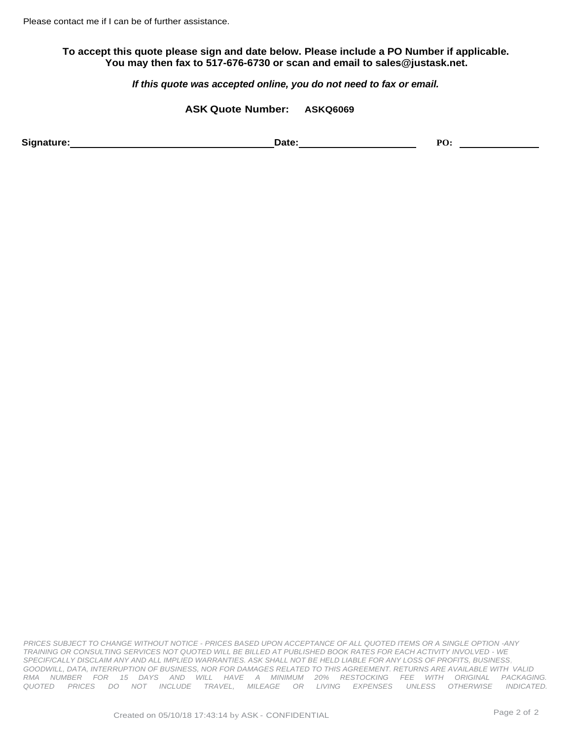Please contact me if I can be of further assistance.

**To accept this quote please sign and date below. Please include a PO Number if applicable.**
**You may then fax to 517-676-6730 or scan and email to sales@justask.net.**

***If this quote was accepted online, you do not need to fax or email.***

**ASK Quote Number: ASKQ6069**

**Signature:** ______________________________ **Date:** ____________________ **PO:** ______________

*PRICES SUBJECT TO CHANGE WITHOUT NOTICE - PRICES BASED UPON ACCEPTANCE OF ALL QUOTED ITEMS OR A SINGLE OPTION -ANY TRAINING OR CONSULTING SERVICES NOT QUOTED WILL BE BILLED AT PUBLISHED BOOK RATES FOR EACH ACTIVITY INVOLVED - WE SPECIF/CALLY DISCLAIM ANY AND ALL IMPLIED WARRANTIES. ASK SHALL NOT BE HELD LIABLE FOR ANY LOSS OF PROFITS, BUSINESS, GOODWILL, DATA, INTERRUPTION OF BUSINESS, NOR FOR DAMAGES RELATED TO THIS AGREEMENT. RETURNS ARE AVAILABLE WITH VALID RMA NUMBER FOR 15 DAYS AND WILL HAVE A MINIMUM 20% RESTOCKING FEE WITH ORIGINAL PACKAGING. QUOTED PRICES DO NOT INCLUDE TRAVEL, MILEAGE OR LIVING EXPENSES UNLESS OTHERWISE INDICATED.*

Created on 05/10/18 17:43:14 by ASK - CONFIDENTIAL